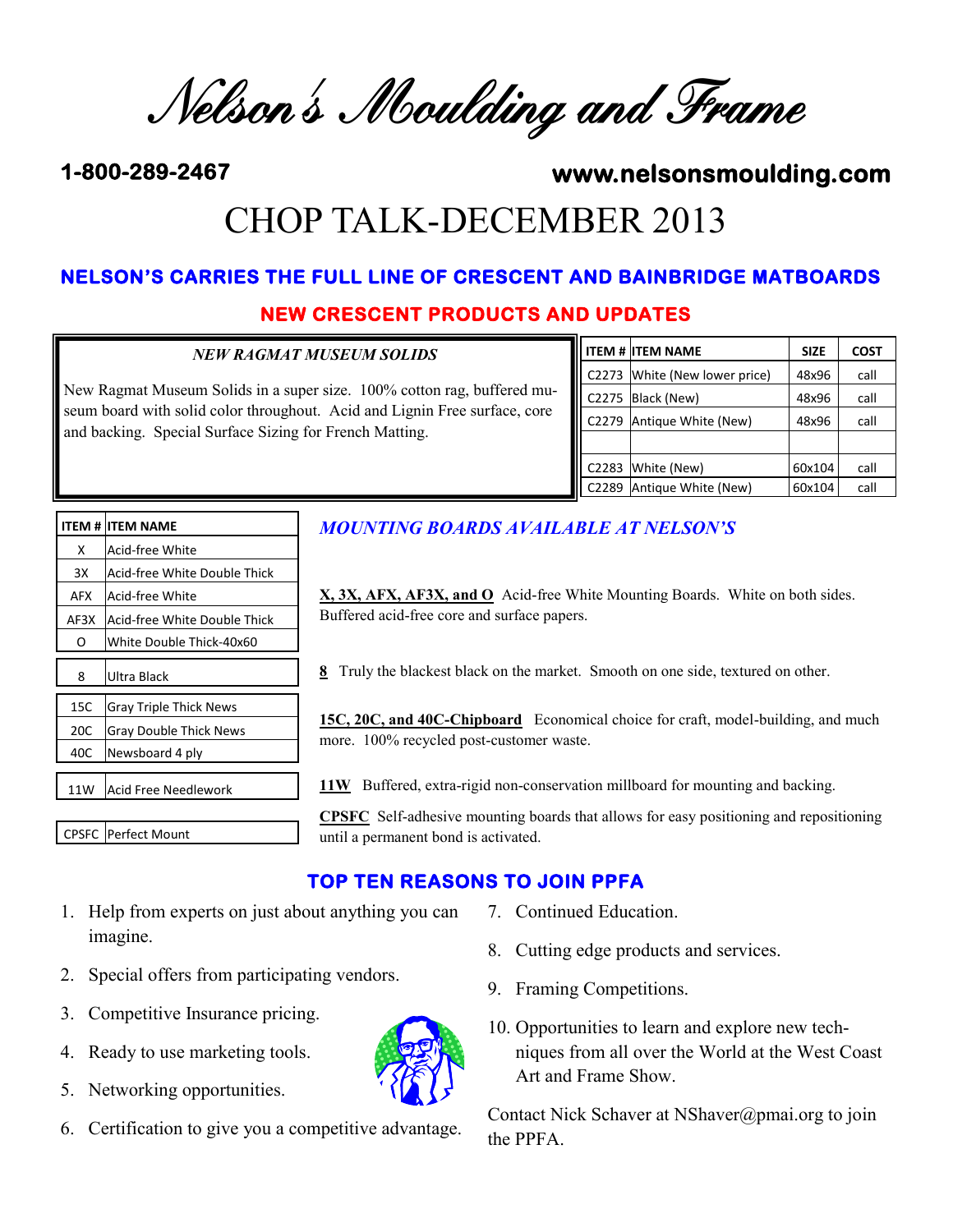# Nelson's Moulding and Frame

**1-800-289-2467** **www.nelsonsmoulding.com**

# CHOP TALK-DECEMBER 2013

## NELSON'S CARRIES THE FULL LINE OF CRESCENT AND BAINBRIDGE MATBOARDS

## NEW CRESCENT PRODUCTS AND UPDATES

### *NEW RAGMAT MUSEUM SOLIDS*

New Ragmat Museum Solids in a super size. 100% cotton rag, buffered museum board with solid color throughout. Acid and Lignin Free surface, core and backing. Special Surface Sizing for French Matting.

| ITEM # | ITEM NAME | SIZE | COST |
|---|---|---|---|
| C2273 | White (New lower price) | 48x96 | call |
| C2275 | Black (New) | 48x96 | call |
| C2279 | Antique White (New) | 48x96 | call |
| | | | |
| C2283 | White (New) | 60x104 | call |
| C2289 | Antique White (New) | 60x104 | call |

### *MOUNTING BOARDS AVAILABLE AT NELSON'S*

| ITEM # | ITEM NAME |
|---|---|
| X | Acid-free White |
| 3X | Acid-free White Double Thick |
| AFX | Acid-free White |
| AF3X | Acid-free White Double Thick |
| O | White Double Thick-40x60 |
| 8 | Ultra Black |
| 15C | Gray Triple Thick News |
| 20C | Gray Double Thick News |
| 40C | Newsboard 4 ply |
| 11W | Acid Free Needlework |
| CPSFC | Perfect Mount |

**X, 3X, AFX, AF3X, and O** Acid-free White Mounting Boards. White on both sides. Buffered acid-free core and surface papers.

**8** Truly the blackest black on the market. Smooth on one side, textured on other.

**15C, 20C, and 40C-Chipboard** Economical choice for craft, model-building, and much more. 100% recycled post-customer waste.

**11W** Buffered, extra-rigid non-conservation millboard for mounting and backing.

**CPSFC** Self-adhesive mounting boards that allows for easy positioning and repositioning until a permanent bond is activated.

## TOP TEN REASONS TO JOIN PPFA

1. Help from experts on just about anything you can imagine.
2. Special offers from participating vendors.
3. Competitive Insurance pricing.
4. Ready to use marketing tools.
5. Networking opportunities.
6. Certification to give you a competitive advantage.
7. Continued Education.
8. Cutting edge products and services.
9. Framing Competitions.
10. Opportunities to learn and explore new techniques from all over the World at the West Coast Art and Frame Show.

Contact Nick Schaver at NShaver@pmai.org to join the PPFA.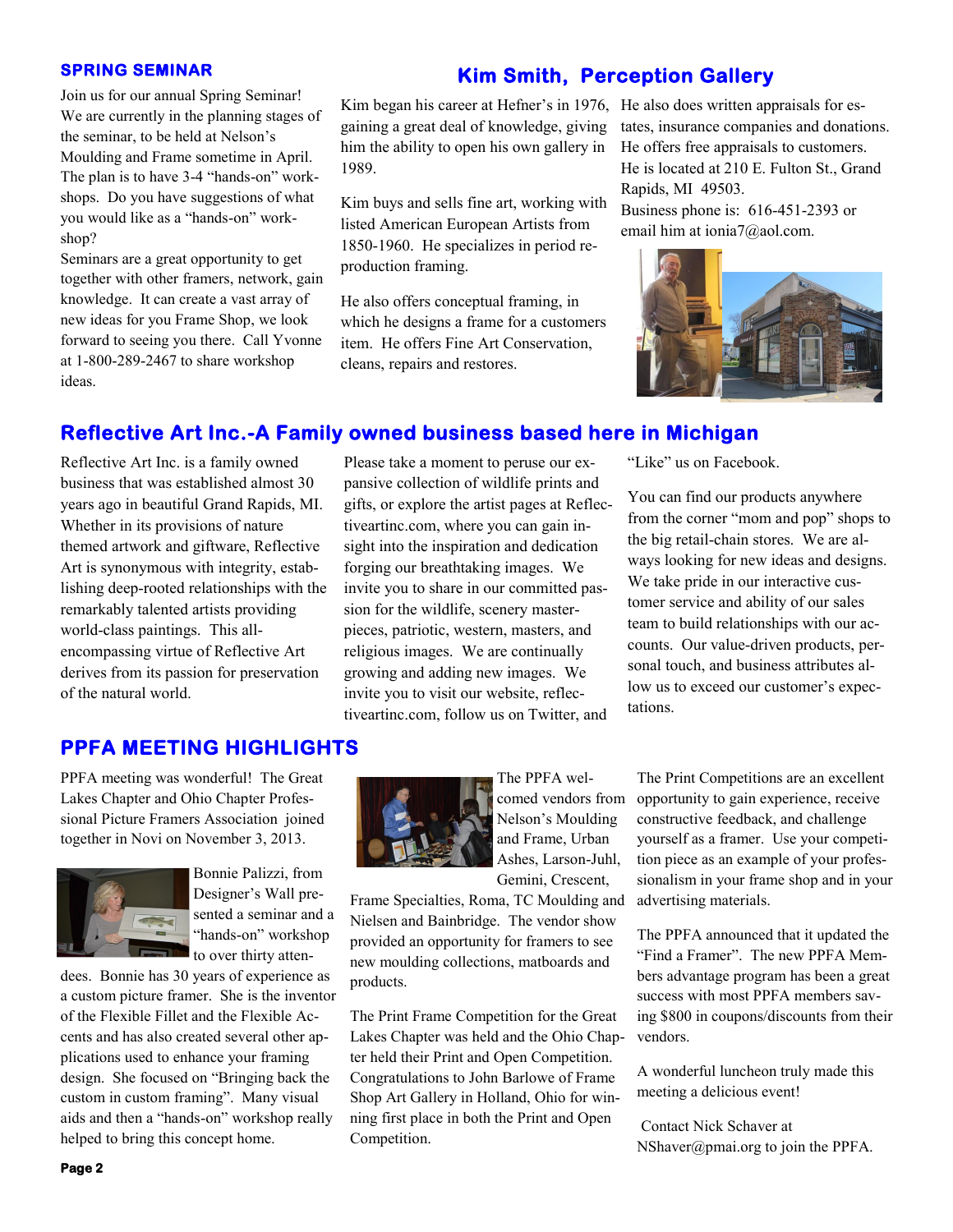## SPRING SEMINAR

Join us for our annual Spring Seminar! We are currently in the planning stages of the seminar, to be held at Nelson's Moulding and Frame sometime in April. The plan is to have 3-4 "hands-on" workshops. Do you have suggestions of what you would like as a "hands-on" workshop?

Seminars are a great opportunity to get together with other framers, network, gain knowledge. It can create a vast array of new ideas for you Frame Shop, we look forward to seeing you there. Call Yvonne at 1-800-289-2467 to share workshop ideas.

## Kim Smith, Perception Gallery

Kim began his career at Hefner's in 1976, gaining a great deal of knowledge, giving him the ability to open his own gallery in 1989.

Kim buys and sells fine art, working with listed American European Artists from 1850-1960. He specializes in period reproduction framing.

He also offers conceptual framing, in which he designs a frame for a customers item. He offers Fine Art Conservation, cleans, repairs and restores.

He also does written appraisals for estates, insurance companies and donations. He offers free appraisals to customers. He is located at 210 E. Fulton St., Grand Rapids, MI 49503.
Business phone is: 616-451-2393 or email him at ionia7@aol.com.

## Reflective Art Inc.-A Family owned business based here in Michigan

Reflective Art Inc. is a family owned business that was established almost 30 years ago in beautiful Grand Rapids, MI. Whether in its provisions of nature themed artwork and giftware, Reflective Art is synonymous with integrity, establishing deep-rooted relationships with the remarkably talented artists providing world-class paintings. This all-encompassing virtue of Reflective Art derives from its passion for preservation of the natural world.

Please take a moment to peruse our expansive collection of wildlife prints and gifts, or explore the artist pages at Reflectiveartinc.com, where you can gain insight into the inspiration and dedication forging our breathtaking images. We invite you to share in our committed passion for the wildlife, scenery masterpieces, patriotic, western, masters, and religious images. We are continually growing and adding new images. We invite you to visit our website, reflectiveartinc.com, follow us on Twitter, and "Like" us on Facebook.

You can find our products anywhere from the corner "mom and pop" shops to the big retail-chain stores. We are always looking for new ideas and designs. We take pride in our interactive customer service and ability of our sales team to build relationships with our accounts. Our value-driven products, personal touch, and business attributes allow us to exceed our customer's expectations.

## PPFA MEETING HIGHLIGHTS

PPFA meeting was wonderful! The Great Lakes Chapter and Ohio Chapter Professional Picture Framers Association joined together in Novi on November 3, 2013.

Bonnie Palizzi, from Designer's Wall presented a seminar and a "hands-on" workshop to over thirty attendees. Bonnie has 30 years of experience as a custom picture framer. She is the inventor of the Flexible Fillet and the Flexible Accents and has also created several other applications used to enhance your framing design. She focused on "Bringing back the custom in custom framing". Many visual aids and then a "hands-on" workshop really helped to bring this concept home.

The PPFA welcomed vendors from Nelson's Moulding and Frame, Urban Ashes, Larson-Juhl, Gemini, Crescent, Frame Specialties, Roma, TC Moulding and Nielsen and Bainbridge. The vendor show provided an opportunity for framers to see new moulding collections, matboards and products.

The Print Frame Competition for the Great Lakes Chapter was held and the Ohio Chapter held their Print and Open Competition. Congratulations to John Barlowe of Frame Shop Art Gallery in Holland, Ohio for winning first place in both the Print and Open Competition.

The Print Competitions are an excellent opportunity to gain experience, receive constructive feedback, and challenge yourself as a framer. Use your competition piece as an example of your professionalism in your frame shop and in your advertising materials.

The PPFA announced that it updated the "Find a Framer". The new PPFA Members advantage program has been a great success with most PPFA members saving $800 in coupons/discounts from their vendors.

A wonderful luncheon truly made this meeting a delicious event!

Contact Nick Schaver at NShaver@pmai.org to join the PPFA.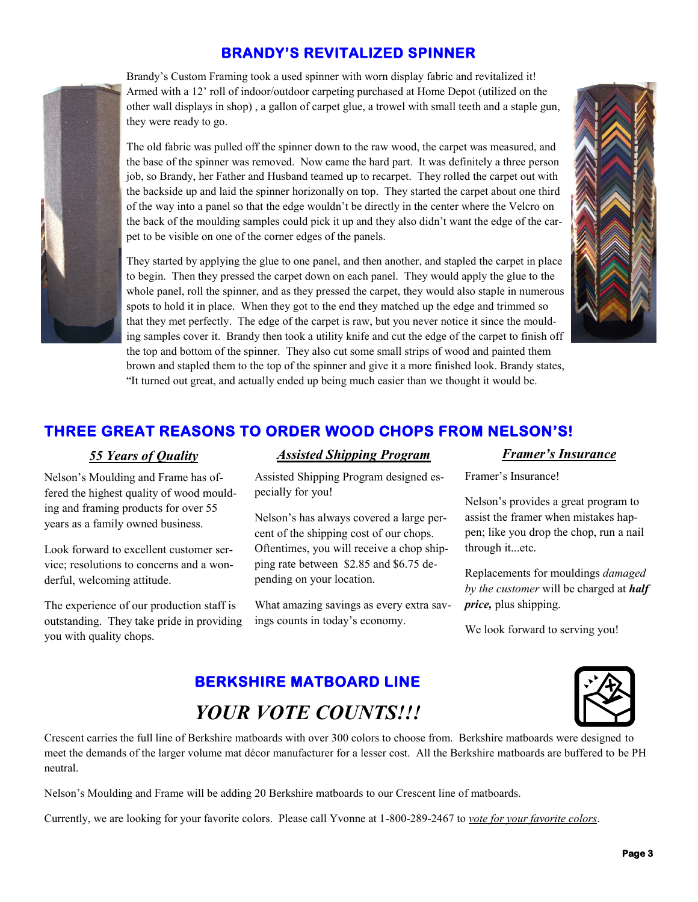## BRANDY'S REVITALIZED SPINNER

Brandy's Custom Framing took a used spinner with worn display fabric and revitalized it! Armed with a 12' roll of indoor/outdoor carpeting purchased at Home Depot (utilized on the other wall displays in shop) , a gallon of carpet glue, a trowel with small teeth and a staple gun, they were ready to go.

The old fabric was pulled off the spinner down to the raw wood, the carpet was measured, and the base of the spinner was removed. Now came the hard part. It was definitely a three person job, so Brandy, her Father and Husband teamed up to recarpet. They rolled the carpet out with the backside up and laid the spinner horizonally on top. They started the carpet about one third of the way into a panel so that the edge wouldn't be directly in the center where the Velcro on the back of the moulding samples could pick it up and they also didn't want the edge of the carpet to be visible on one of the corner edges of the panels.

They started by applying the glue to one panel, and then another, and stapled the carpet in place to begin. Then they pressed the carpet down on each panel. They would apply the glue to the whole panel, roll the spinner, and as they pressed the carpet, they would also staple in numerous spots to hold it in place. When they got to the end they matched up the edge and trimmed so that they met perfectly. The edge of the carpet is raw, but you never notice it since the moulding samples cover it. Brandy then took a utility knife and cut the edge of the carpet to finish off the top and bottom of the spinner. They also cut some small strips of wood and painted them brown and stapled them to the top of the spinner and give it a more finished look. Brandy states, "It turned out great, and actually ended up being much easier than we thought it would be.

## THREE GREAT REASONS TO ORDER WOOD CHOPS FROM NELSON'S!

### *55 Years of Quality*

Nelson's Moulding and Frame has offered the highest quality of wood moulding and framing products for over 55 years as a family owned business.

Look forward to excellent customer service; resolutions to concerns and a wonderful, welcoming attitude.

The experience of our production staff is outstanding. They take pride in providing you with quality chops.

### *Assisted Shipping Program*

Assisted Shipping Program designed especially for you!

Nelson's has always covered a large percent of the shipping cost of our chops. Oftentimes, you will receive a chop shipping rate between $2.85 and $6.75 depending on your location.

What amazing savings as every extra savings counts in today's economy.

### *Framer's Insurance*

Framer's Insurance!

Nelson's provides a great program to assist the framer when mistakes happen; like you drop the chop, run a nail through it...etc.

Replacements for mouldings *damaged by the customer* will be charged at ***half price,*** plus shipping.

We look forward to serving you!

## BERKSHIRE MATBOARD LINE

# *YOUR VOTE COUNTS!!!*

Crescent carries the full line of Berkshire matboards with over 300 colors to choose from. Berkshire matboards were designed to meet the demands of the larger volume mat décor manufacturer for a lesser cost. All the Berkshire matboards are buffered to be PH neutral.

Nelson's Moulding and Frame will be adding 20 Berkshire matboards to our Crescent line of matboards.

Currently, we are looking for your favorite colors. Please call Yvonne at 1-800-289-2467 to *vote for your favorite colors*.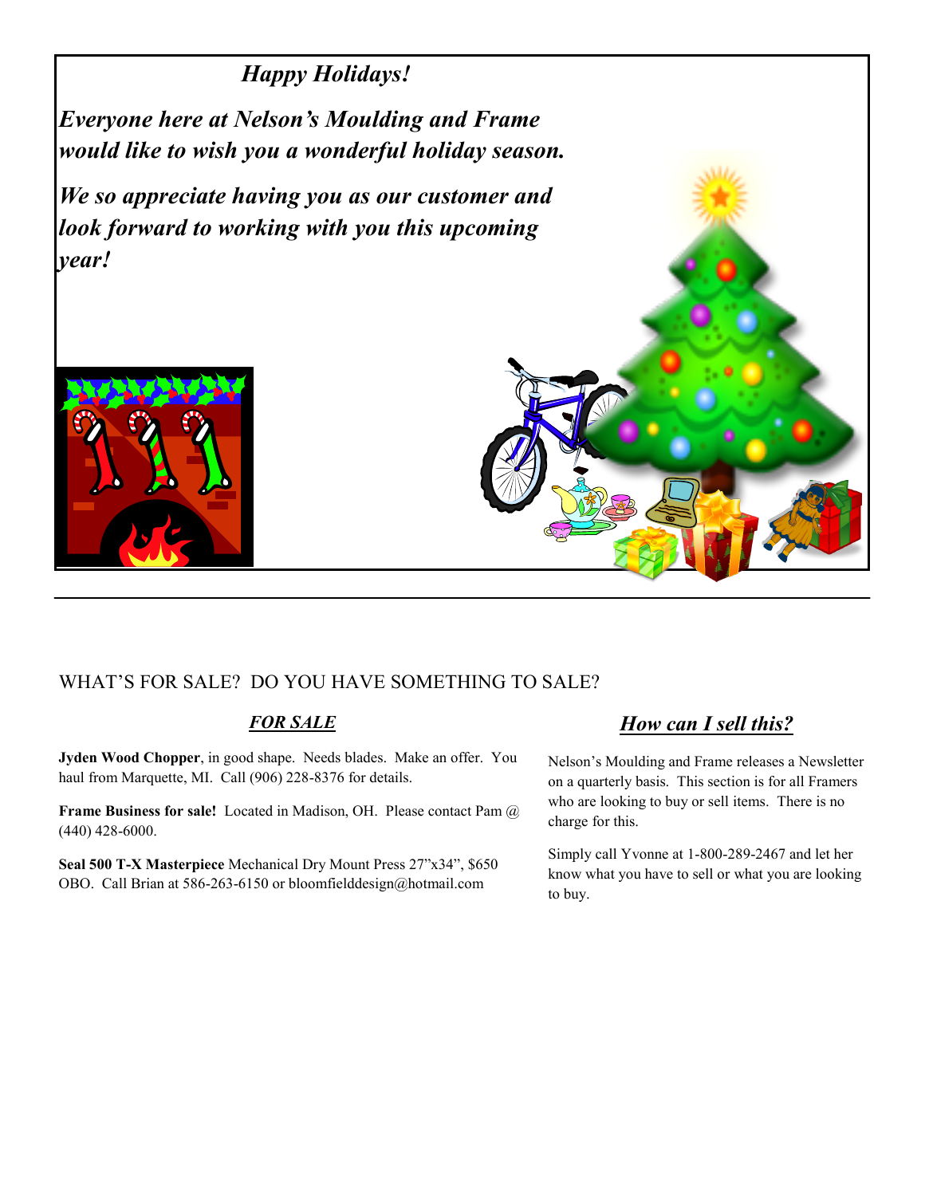*Happy Holidays!*

***Everyone here at Nelson's Moulding and Frame would like to wish you a wonderful holiday season.***

***We so appreciate having you as our customer and look forward to working with you this upcoming year!***

---

WHAT'S FOR SALE? DO YOU HAVE SOMETHING TO SALE?

## ***FOR SALE***

**Jyden Wood Chopper**, in good shape. Needs blades. Make an offer. You haul from Marquette, MI. Call (906) 228-8376 for details.

**Frame Business for sale!** Located in Madison, OH. Please contact Pam @ (440) 428-6000.

**Seal 500 T-X Masterpiece** Mechanical Dry Mount Press 27"x34", $650 OBO. Call Brian at 586-263-6150 or bloomfielddesign@hotmail.com

## ***How can I sell this?***

Nelson's Moulding and Frame releases a Newsletter on a quarterly basis. This section is for all Framers who are looking to buy or sell items. There is no charge for this.

Simply call Yvonne at 1-800-289-2467 and let her know what you have to sell or what you are looking to buy.